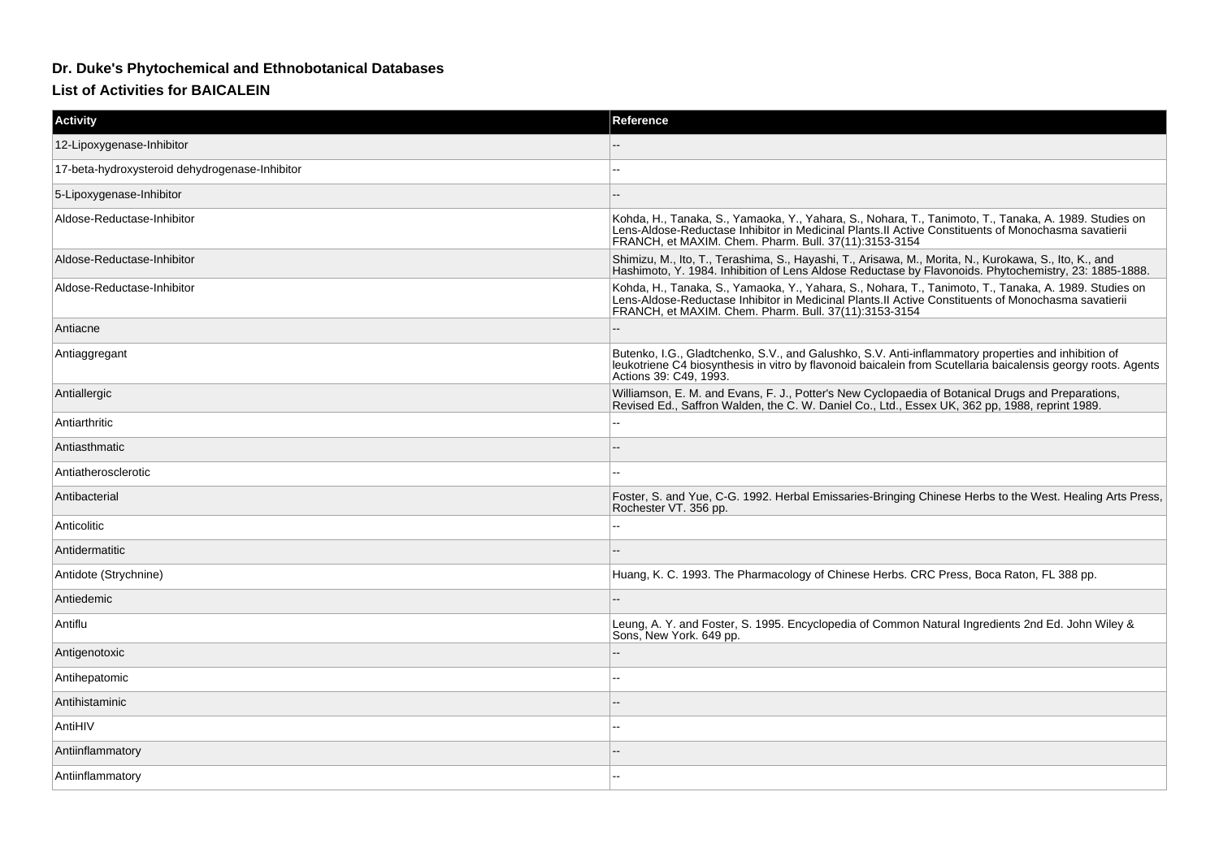## Dr. Duke's Phytochemical and Ethnobotanical Databases

### List of Activities for BAICALEIN

| Activity | Reference |
| --- | --- |
| 12-Lipoxygenase-Inhibitor | -- |
| 17-beta-hydroxysteroid dehydrogenase-Inhibitor | -- |
| 5-Lipoxygenase-Inhibitor | -- |
| Aldose-Reductase-Inhibitor | Kohda, H., Tanaka, S., Yamaoka, Y., Yahara, S., Nohara, T., Tanimoto, T., Tanaka, A. 1989. Studies on Lens-Aldose-Reductase Inhibitor in Medicinal Plants.II Active Constituents of Monochasma savatierii FRANCH, et MAXIM. Chem. Pharm. Bull. 37(11):3153-3154 |
| Aldose-Reductase-Inhibitor | Shimizu, M., Ito, T., Terashima, S., Hayashi, T., Arisawa, M., Morita, N., Kurokawa, S., Ito, K., and Hashimoto, Y. 1984. Inhibition of Lens Aldose Reductase by Flavonoids. Phytochemistry, 23: 1885-1888. |
| Aldose-Reductase-Inhibitor | Kohda, H., Tanaka, S., Yamaoka, Y., Yahara, S., Nohara, T., Tanimoto, T., Tanaka, A. 1989. Studies on Lens-Aldose-Reductase Inhibitor in Medicinal Plants.II Active Constituents of Monochasma savatierii FRANCH, et MAXIM. Chem. Pharm. Bull. 37(11):3153-3154 |
| Antiacne | -- |
| Antiaggregant | Butenko, I.G., Gladtchenko, S.V., and Galushko, S.V. Anti-inflammatory properties and inhibition of leukotriene C4 biosynthesis in vitro by flavonoid baicalein from Scutellaria baicalensis georgy roots. Agents Actions 39: C49, 1993. |
| Antiallergic | Williamson, E. M. and Evans, F. J., Potter's New Cyclopaedia of Botanical Drugs and Preparations, Revised Ed., Saffron Walden, the C. W. Daniel Co., Ltd., Essex UK, 362 pp, 1988, reprint 1989. |
| Antiarthritic | -- |
| Antiasthmatic | -- |
| Antiatherosclerotic | -- |
| Antibacterial | Foster, S. and Yue, C-G. 1992. Herbal Emissaries-Bringing Chinese Herbs to the West. Healing Arts Press, Rochester VT. 356 pp. |
| Anticolitic | -- |
| Antidermatitic | -- |
| Antidote (Strychnine) | Huang, K. C. 1993. The Pharmacology of Chinese Herbs. CRC Press, Boca Raton, FL 388 pp. |
| Antiedemic | -- |
| Antiflu | Leung, A. Y. and Foster, S. 1995. Encyclopedia of Common Natural Ingredients 2nd Ed. John Wiley & Sons, New York. 649 pp. |
| Antigenotoxic | -- |
| Antihepatomic | -- |
| Antihistaminic | -- |
| AntiHIV | -- |
| Antiinflammatory | -- |
| Antiinflammatory | -- |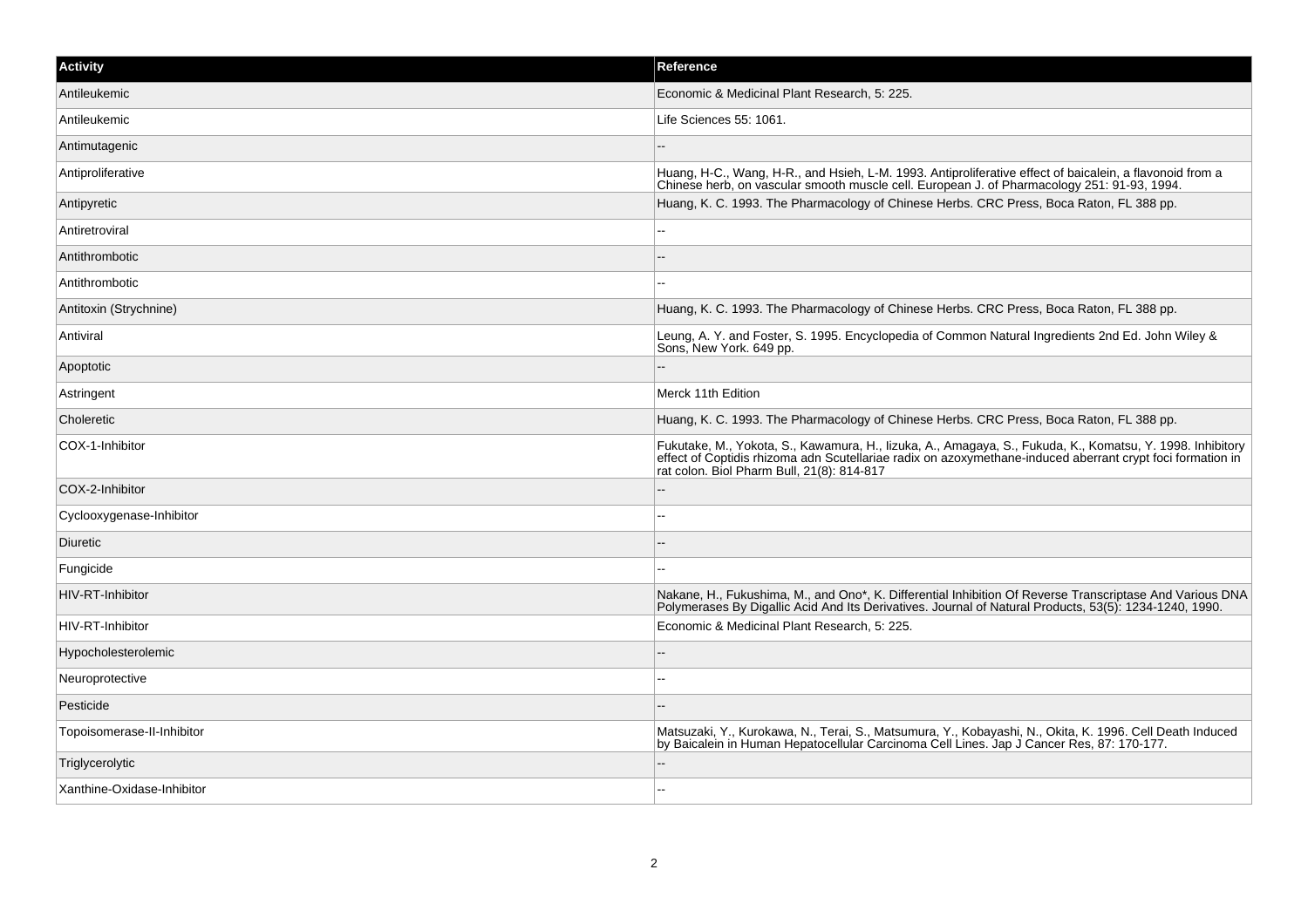| Activity | Reference |
| --- | --- |
| Antileukemic | Economic & Medicinal Plant Research, 5: 225. |
| Antileukemic | Life Sciences 55: 1061. |
| Antimutagenic | -- |
| Antiproliferative | Huang, H-C., Wang, H-R., and Hsieh, L-M. 1993. Antiproliferative effect of baicalein, a flavonoid from a Chinese herb, on vascular smooth muscle cell. European J. of Pharmacology 251: 91-93, 1994. |
| Antipyretic | Huang, K. C. 1993. The Pharmacology of Chinese Herbs. CRC Press, Boca Raton, FL 388 pp. |
| Antiretroviral | -- |
| Antithrombotic | -- |
| Antithrombotic | -- |
| Antitoxin (Strychnine) | Huang, K. C. 1993. The Pharmacology of Chinese Herbs. CRC Press, Boca Raton, FL 388 pp. |
| Antiviral | Leung, A. Y. and Foster, S. 1995. Encyclopedia of Common Natural Ingredients 2nd Ed. John Wiley & Sons, New York. 649 pp. |
| Apoptotic | -- |
| Astringent | Merck 11th Edition |
| Choleretic | Huang, K. C. 1993. The Pharmacology of Chinese Herbs. CRC Press, Boca Raton, FL 388 pp. |
| COX-1-Inhibitor | Fukutake, M., Yokota, S., Kawamura, H., Iizuka, A., Amagaya, S., Fukuda, K., Komatsu, Y. 1998. Inhibitory effect of Coptidis rhizoma adn Scutellariae radix on azoxymethane-induced aberrant crypt foci formation in rat colon. Biol Pharm Bull, 21(8): 814-817 |
| COX-2-Inhibitor | -- |
| Cyclooxygenase-Inhibitor | -- |
| Diuretic | -- |
| Fungicide | -- |
| HIV-RT-Inhibitor | Nakane, H., Fukushima, M., and Ono*, K. Differential Inhibition Of Reverse Transcriptase And Various DNA Polymerases By Digallic Acid And Its Derivatives. Journal of Natural Products, 53(5): 1234-1240, 1990. |
| HIV-RT-Inhibitor | Economic & Medicinal Plant Research, 5: 225. |
| Hypocholesterolemic | -- |
| Neuroprotective | -- |
| Pesticide | -- |
| Topoisomerase-II-Inhibitor | Matsuzaki, Y., Kurokawa, N., Terai, S., Matsumura, Y., Kobayashi, N., Okita, K. 1996. Cell Death Induced by Baicalein in Human Hepatocellular Carcinoma Cell Lines. Jap J Cancer Res, 87: 170-177. |
| Triglycerolytic | -- |
| Xanthine-Oxidase-Inhibitor | -- |